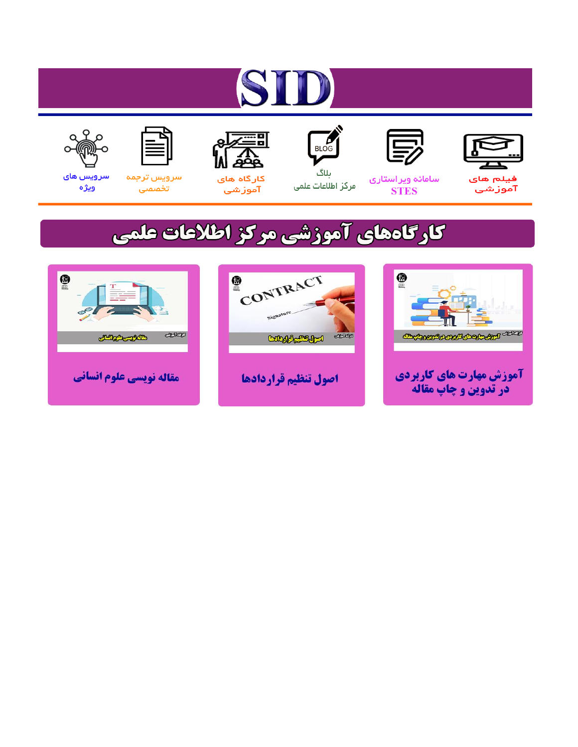# SID

فیلم های آموزشی

سامانه ویراستاری STES

بلاگ مرکز اطلاعات علمی

کارگاه های آموزشی

سرویس ترجمه تخصصی

سرویس های ویژه

## کارگاه‌های آموزشی مرکز اطلاعات علمی

آموزش مهارت های کاربردی در تدوین و چاپ مقاله

اصول تنظیم قراردادها

مقاله نویسی علوم انسانی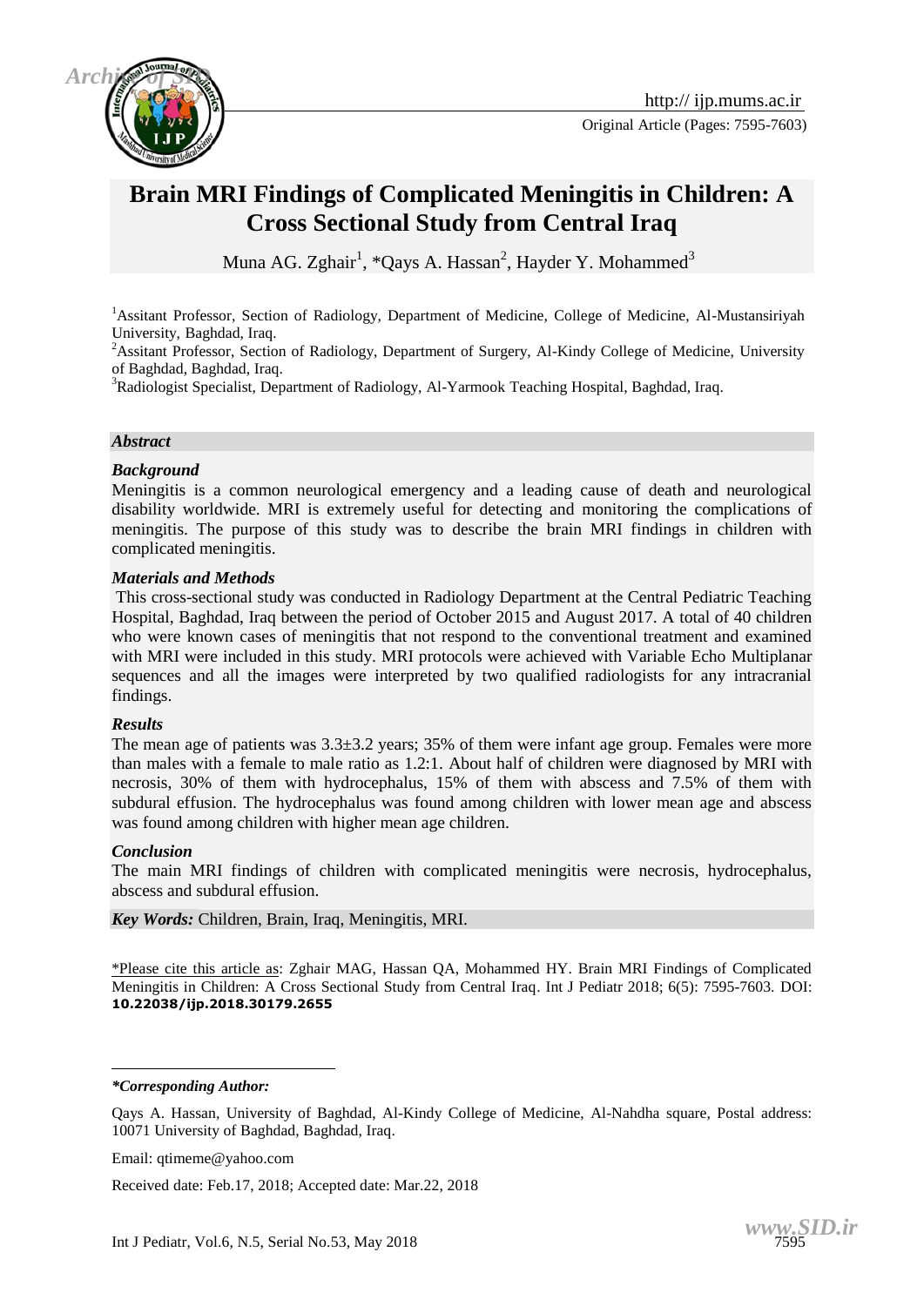# Brain MRI Findings of Complicated Meningitis in Children: A Cross Sectional Study from Central Iraq

Muna AG. Zghair[1], *Qays A. Hassan[2], Hayder Y. Mohammed[3]

[1]Assitant Professor, Section of Radiology, Department of Medicine, College of Medicine, Al-Mustansiriyah University, Baghdad, Iraq.

[2]Assitant Professor, Section of Radiology, Department of Surgery, Al-Kindy College of Medicine, University of Baghdad, Baghdad, Iraq.

[3]Radiologist Specialist, Department of Radiology, Al-Yarmook Teaching Hospital, Baghdad, Iraq.

***Abstract***

***Background***

Meningitis is a common neurological emergency and a leading cause of death and neurological disability worldwide. MRI is extremely useful for detecting and monitoring the complications of meningitis. The purpose of this study was to describe the brain MRI findings in children with complicated meningitis.

***Materials and Methods***

This cross-sectional study was conducted in Radiology Department at the Central Pediatric Teaching Hospital, Baghdad, Iraq between the period of October 2015 and August 2017. A total of 40 children who were known cases of meningitis that not respond to the conventional treatment and examined with MRI were included in this study. MRI protocols were achieved with Variable Echo Multiplanar sequences and all the images were interpreted by two qualified radiologists for any intracranial findings.

***Results***

The mean age of patients was 3.3±3.2 years; 35% of them were infant age group. Females were more than males with a female to male ratio as 1.2:1. About half of children were diagnosed by MRI with necrosis, 30% of them with hydrocephalus, 15% of them with abscess and 7.5% of them with subdural effusion. The hydrocephalus was found among children with lower mean age and abscess was found among children with higher mean age children.

***Conclusion***

The main MRI findings of children with complicated meningitis were necrosis, hydrocephalus, abscess and subdural effusion.

***Key Words:*** Children, Brain, Iraq, Meningitis, MRI.

*Please cite this article as: Zghair MAG, Hassan QA, Mohammed HY. Brain MRI Findings of Complicated Meningitis in Children: A Cross Sectional Study from Central Iraq. Int J Pediatr 2018; 6(5): 7595-7603. DOI: **10.22038/ijp.2018.30179.2655**

***Corresponding Author:***

Qays A. Hassan, University of Baghdad, Al-Kindy College of Medicine, Al-Nahdha square, Postal address: 10071 University of Baghdad, Baghdad, Iraq.

Email: qtimeme@yahoo.com

Received date: Feb.17, 2018; Accepted date: Mar.22, 2018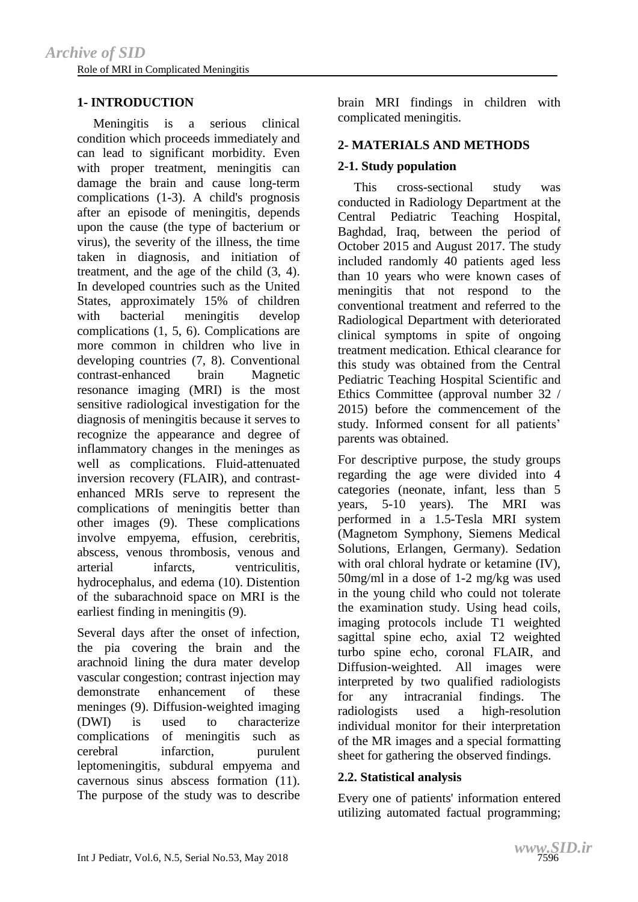## 1- INTRODUCTION

Meningitis is a serious clinical condition which proceeds immediately and can lead to significant morbidity. Even with proper treatment, meningitis can damage the brain and cause long-term complications (1-3). A child's prognosis after an episode of meningitis, depends upon the cause (the type of bacterium or virus), the severity of the illness, the time taken in diagnosis, and initiation of treatment, and the age of the child (3, 4). In developed countries such as the United States, approximately 15% of children with bacterial meningitis develop complications (1, 5, 6). Complications are more common in children who live in developing countries (7, 8). Conventional contrast-enhanced brain Magnetic resonance imaging (MRI) is the most sensitive radiological investigation for the diagnosis of meningitis because it serves to recognize the appearance and degree of inflammatory changes in the meninges as well as complications. Fluid-attenuated inversion recovery (FLAIR), and contrast-enhanced MRIs serve to represent the complications of meningitis better than other images (9). These complications involve empyema, effusion, cerebritis, abscess, venous thrombosis, venous and arterial infarcts, ventriculitis, hydrocephalus, and edema (10). Distention of the subarachnoid space on MRI is the earliest finding in meningitis (9).

Several days after the onset of infection, the pia covering the brain and the arachnoid lining the dura mater develop vascular congestion; contrast injection may demonstrate enhancement of these meninges (9). Diffusion-weighted imaging (DWI) is used to characterize complications of meningitis such as cerebral infarction, purulent leptomeningitis, subdural empyema and cavernous sinus abscess formation (11). The purpose of the study was to describe brain MRI findings in children with complicated meningitis.

## 2- MATERIALS AND METHODS

### 2-1. Study population

This cross-sectional study was conducted in Radiology Department at the Central Pediatric Teaching Hospital, Baghdad, Iraq, between the period of October 2015 and August 2017. The study included randomly 40 patients aged less than 10 years who were known cases of meningitis that not respond to the conventional treatment and referred to the Radiological Department with deteriorated clinical symptoms in spite of ongoing treatment medication. Ethical clearance for this study was obtained from the Central Pediatric Teaching Hospital Scientific and Ethics Committee (approval number 32 / 2015) before the commencement of the study. Informed consent for all patients' parents was obtained.

For descriptive purpose, the study groups regarding the age were divided into 4 categories (neonate, infant, less than 5 years, 5-10 years). The MRI was performed in a 1.5-Tesla MRI system (Magnetom Symphony, Siemens Medical Solutions, Erlangen, Germany). Sedation with oral chloral hydrate or ketamine (IV), 50mg/ml in a dose of 1-2 mg/kg was used in the young child who could not tolerate the examination study. Using head coils, imaging protocols include T1 weighted sagittal spine echo, axial T2 weighted turbo spine echo, coronal FLAIR, and Diffusion-weighted. All images were interpreted by two qualified radiologists for any intracranial findings. The radiologists used a high-resolution individual monitor for their interpretation of the MR images and a special formatting sheet for gathering the observed findings.

### 2.2. Statistical analysis

Every one of patients' information entered utilizing automated factual programming;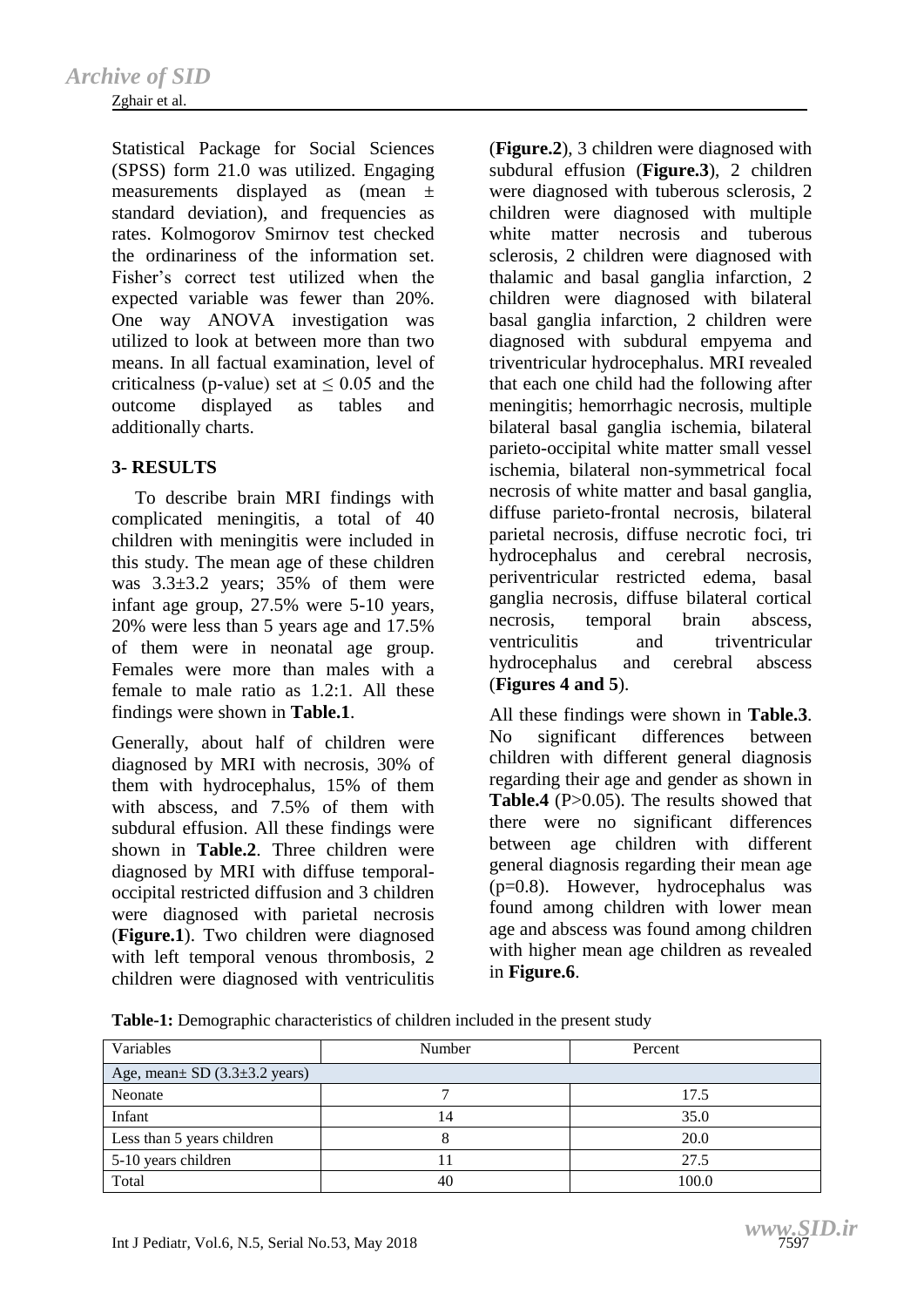Statistical Package for Social Sciences (SPSS) form 21.0 was utilized. Engaging measurements displayed as (mean ± standard deviation), and frequencies as rates. Kolmogorov Smirnov test checked the ordinariness of the information set. Fisher's correct test utilized when the expected variable was fewer than 20%. One way ANOVA investigation was utilized to look at between more than two means. In all factual examination, level of criticalness (p-value) set at $\leq 0.05$ and the outcome displayed as tables and additionally charts.

## 3- RESULTS

To describe brain MRI findings with complicated meningitis, a total of 40 children with meningitis were included in this study. The mean age of these children was 3.3±3.2 years; 35% of them were infant age group, 27.5% were 5-10 years, 20% were less than 5 years age and 17.5% of them were in neonatal age group. Females were more than males with a female to male ratio as 1.2:1. All these findings were shown in **Table.1**.

Generally, about half of children were diagnosed by MRI with necrosis, 30% of them with hydrocephalus, 15% of them with abscess, and 7.5% of them with subdural effusion. All these findings were shown in **Table.2**. Three children were diagnosed by MRI with diffuse temporal-occipital restricted diffusion and 3 children were diagnosed with parietal necrosis (**Figure.1**). Two children were diagnosed with left temporal venous thrombosis, 2 children were diagnosed with ventriculitis (**Figure.2**), 3 children were diagnosed with subdural effusion (**Figure.3**), 2 children were diagnosed with tuberous sclerosis, 2 children were diagnosed with multiple white matter necrosis and tuberous sclerosis, 2 children were diagnosed with thalamic and basal ganglia infarction, 2 children were diagnosed with bilateral basal ganglia infarction, 2 children were diagnosed with subdural empyema and triventricular hydrocephalus. MRI revealed that each one child had the following after meningitis; hemorrhagic necrosis, multiple bilateral basal ganglia ischemia, bilateral parieto-occipital white matter small vessel ischemia, bilateral non-symmetrical focal necrosis of white matter and basal ganglia, diffuse parieto-frontal necrosis, bilateral parietal necrosis, diffuse necrotic foci, tri hydrocephalus and cerebral necrosis, periventricular restricted edema, basal ganglia necrosis, diffuse bilateral cortical necrosis, temporal brain abscess, ventriculitis and triventricular hydrocephalus and cerebral abscess (**Figures 4 and 5**).

All these findings were shown in **Table.3**. No significant differences between children with different general diagnosis regarding their age and gender as shown in **Table.4** ($P>0.05$). The results showed that there were no significant differences between age children with different general diagnosis regarding their mean age ($p=0.8$). However, hydrocephalus was found among children with lower mean age and abscess was found among children with higher mean age children as revealed in **Figure.6**.

**Table-1:** Demographic characteristics of children included in the present study

| Variables | Number | Percent |
|---|---|---|
| Age, mean± SD (3.3±3.2 years) | | |
| Neonate | 7 | 17.5 |
| Infant | 14 | 35.0 |
| Less than 5 years children | 8 | 20.0 |
| 5-10 years children | 11 | 27.5 |
| Total | 40 | 100.0 |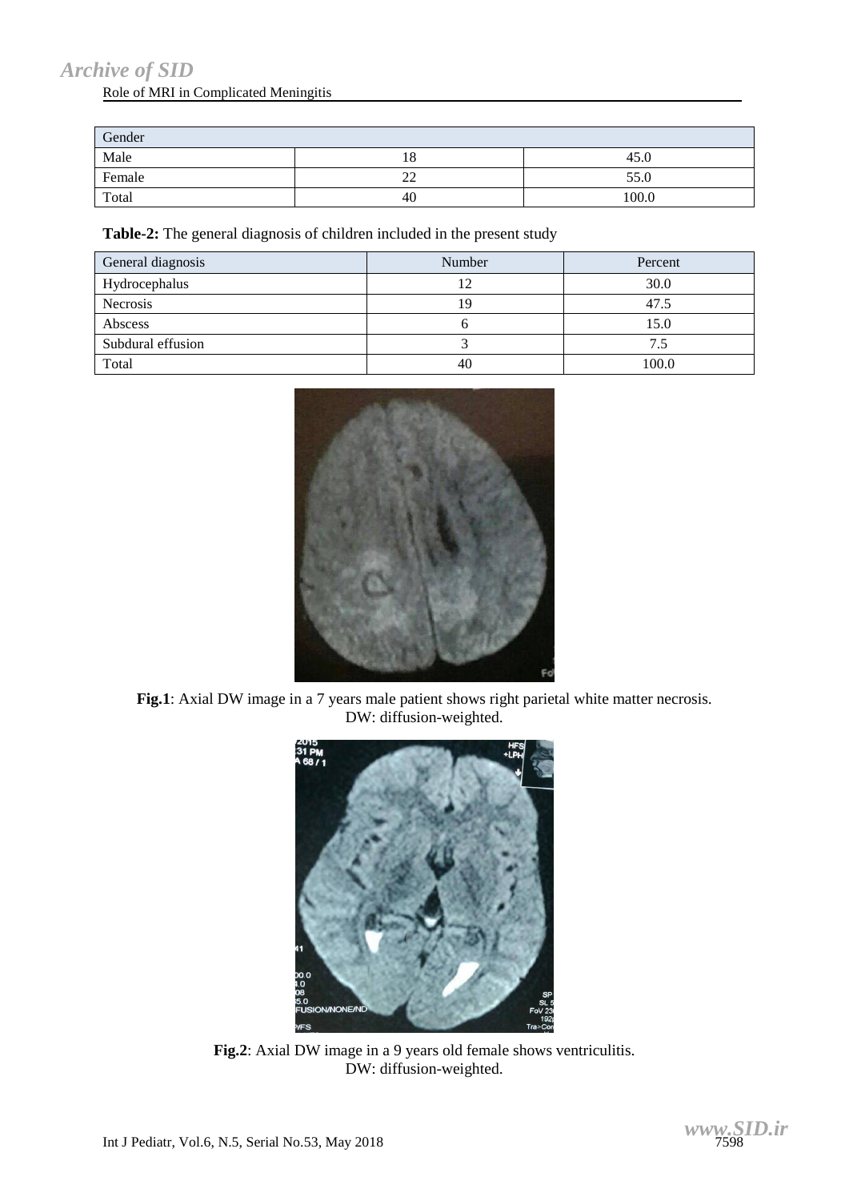| Gender | | |
|---|---|---|
| Male | 18 | 45.0 |
| Female | 22 | 55.0 |
| Total | 40 | 100.0 |

**Table-2:** The general diagnosis of children included in the present study

| General diagnosis | Number | Percent |
|---|---|---|
| Hydrocephalus | 12 | 30.0 |
| Necrosis | 19 | 47.5 |
| Abscess | 6 | 15.0 |
| Subdural effusion | 3 | 7.5 |
| Total | 40 | 100.0 |

**Fig.1**: Axial DW image in a 7 years male patient shows right parietal white matter necrosis. DW: diffusion-weighted.

**Fig.2**: Axial DW image in a 9 years old female shows ventriculitis. DW: diffusion-weighted.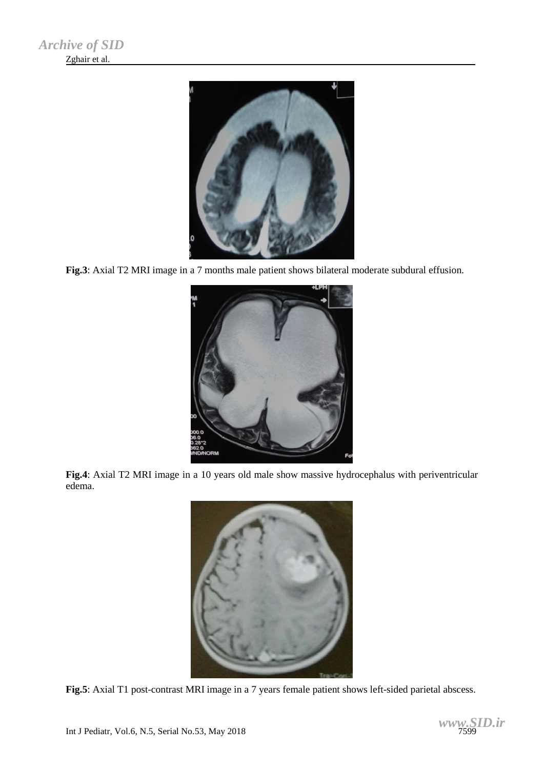**Fig.3**: Axial T2 MRI image in a 7 months male patient shows bilateral moderate subdural effusion.

**Fig.4**: Axial T2 MRI image in a 10 years old male show massive hydrocephalus with periventricular edema.

**Fig.5**: Axial T1 post-contrast MRI image in a 7 years female patient shows left-sided parietal abscess.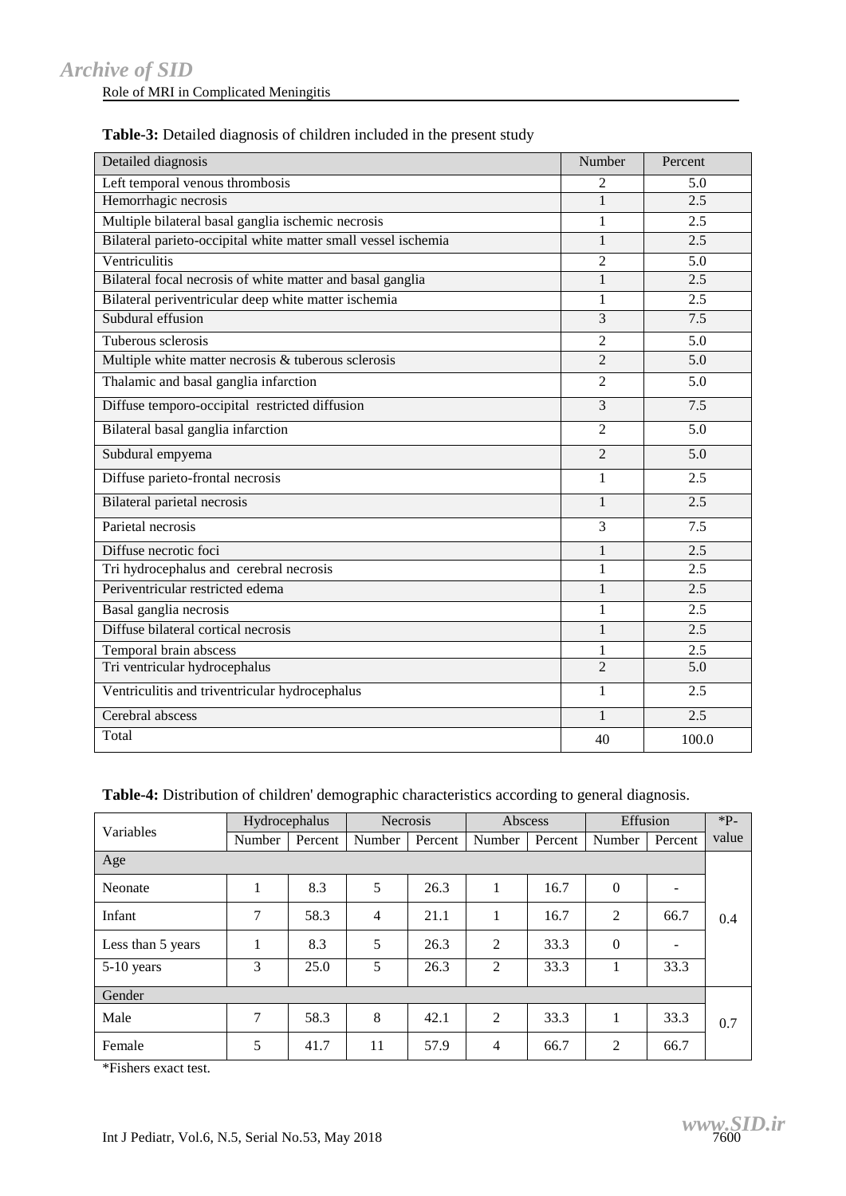**Table-3:** Detailed diagnosis of children included in the present study

| Detailed diagnosis | Number | Percent |
|---|---|---|
| Left temporal venous thrombosis | 2 | 5.0 |
| Hemorrhagic necrosis | 1 | 2.5 |
| Multiple bilateral basal ganglia ischemic necrosis | 1 | 2.5 |
| Bilateral parieto-occipital white matter small vessel ischemia | 1 | 2.5 |
| Ventriculitis | 2 | 5.0 |
| Bilateral focal necrosis of white matter and basal ganglia | 1 | 2.5 |
| Bilateral periventricular deep white matter ischemia | 1 | 2.5 |
| Subdural effusion | 3 | 7.5 |
| Tuberous sclerosis | 2 | 5.0 |
| Multiple white matter necrosis & tuberous sclerosis | 2 | 5.0 |
| Thalamic and basal ganglia infarction | 2 | 5.0 |
| Diffuse temporo-occipital restricted diffusion | 3 | 7.5 |
| Bilateral basal ganglia infarction | 2 | 5.0 |
| Subdural empyema | 2 | 5.0 |
| Diffuse parieto-frontal necrosis | 1 | 2.5 |
| Bilateral parietal necrosis | 1 | 2.5 |
| Parietal necrosis | 3 | 7.5 |
| Diffuse necrotic foci | 1 | 2.5 |
| Tri hydrocephalus and cerebral necrosis | 1 | 2.5 |
| Periventricular restricted edema | 1 | 2.5 |
| Basal ganglia necrosis | 1 | 2.5 |
| Diffuse bilateral cortical necrosis | 1 | 2.5 |
| Temporal brain abscess | 1 | 2.5 |
| Tri ventricular hydrocephalus | 2 | 5.0 |
| Ventriculitis and triventricular hydrocephalus | 1 | 2.5 |
| Cerebral abscess | 1 | 2.5 |
| Total | 40 | 100.0 |

**Table-4:** Distribution of children' demographic characteristics according to general diagnosis.

| Variables | Hydrocephalus | | Necrosis | | Abscess | | Effusion | | *P-value |
|---|---|---|---|---|---|---|---|---|---|
| | Number | Percent | Number | Percent | Number | Percent | Number | Percent | |
| Age | | | | | | | | | |
| Neonate | 1 | 8.3 | 5 | 26.3 | 1 | 16.7 | 0 | - | 0.4 |
| Infant | 7 | 58.3 | 4 | 21.1 | 1 | 16.7 | 2 | 66.7 | |
| Less than 5 years | 1 | 8.3 | 5 | 26.3 | 2 | 33.3 | 0 | - | |
| 5-10 years | 3 | 25.0 | 5 | 26.3 | 2 | 33.3 | 1 | 33.3 | |
| Gender | | | | | | | | | |
| Male | 7 | 58.3 | 8 | 42.1 | 2 | 33.3 | 1 | 33.3 | 0.7 |
| Female | 5 | 41.7 | 11 | 57.9 | 4 | 66.7 | 2 | 66.7 | |

*Fishers exact test.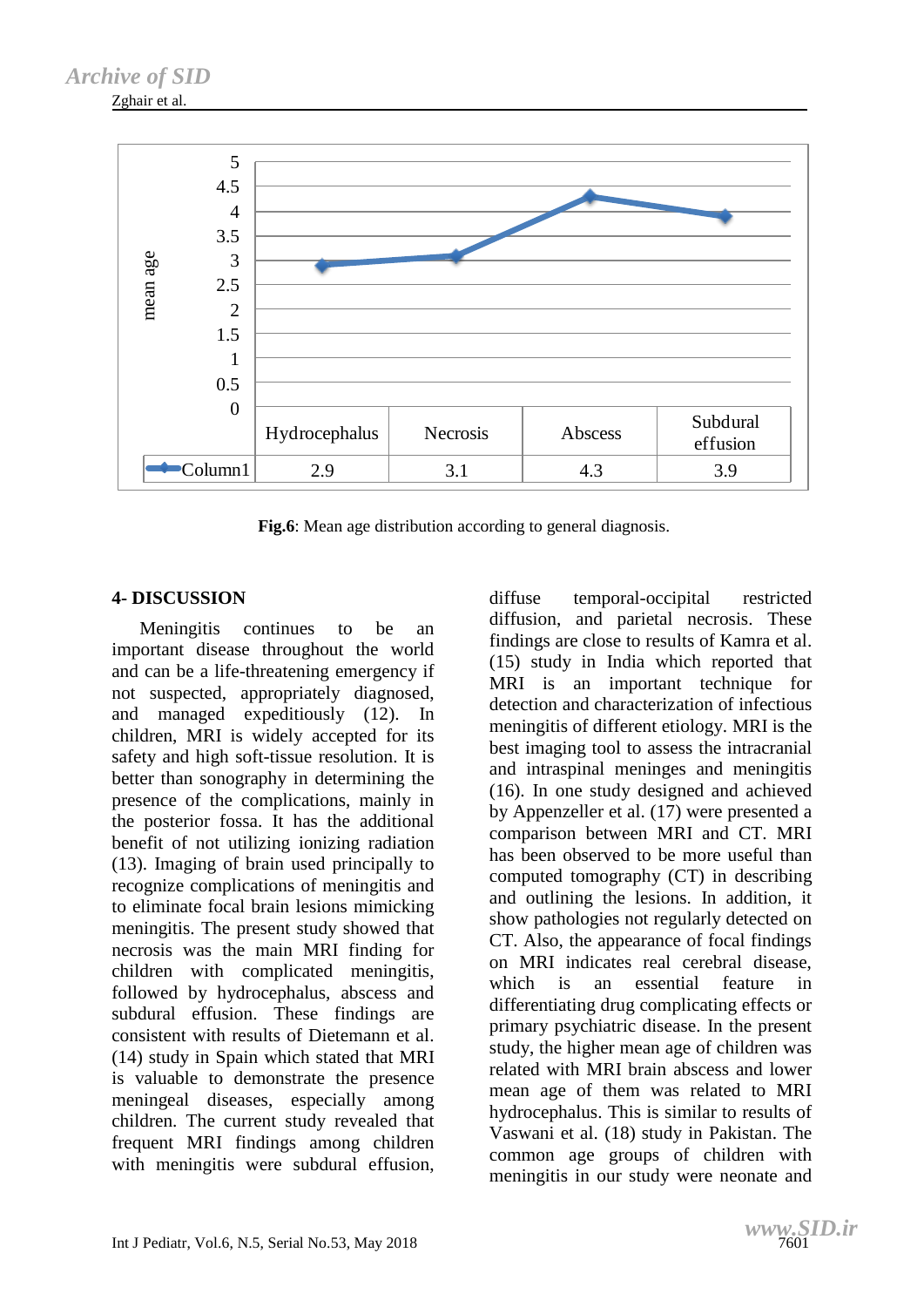| | Hydrocephalus | Necrosis | Abscess | Subdural effusion |
|---|---|---|---|---|
| Column1 | 2.9 | 3.1 | 4.3 | 3.9 |

**Fig.6**: Mean age distribution according to general diagnosis.

## 4- DISCUSSION

Meningitis continues to be an important disease throughout the world and can be a life-threatening emergency if not suspected, appropriately diagnosed, and managed expeditiously (12). In children, MRI is widely accepted for its safety and high soft-tissue resolution. It is better than sonography in determining the presence of the complications, mainly in the posterior fossa. It has the additional benefit of not utilizing ionizing radiation (13). Imaging of brain used principally to recognize complications of meningitis and to eliminate focal brain lesions mimicking meningitis. The present study showed that necrosis was the main MRI finding for children with complicated meningitis, followed by hydrocephalus, abscess and subdural effusion. These findings are consistent with results of Dietemann et al. (14) study in Spain which stated that MRI is valuable to demonstrate the presence meningeal diseases, especially among children. The current study revealed that frequent MRI findings among children with meningitis were subdural effusion, diffuse temporal-occipital restricted diffusion, and parietal necrosis. These findings are close to results of Kamra et al. (15) study in India which reported that MRI is an important technique for detection and characterization of infectious meningitis of different etiology. MRI is the best imaging tool to assess the intracranial and intraspinal meninges and meningitis (16). In one study designed and achieved by Appenzeller et al. (17) were presented a comparison between MRI and CT. MRI has been observed to be more useful than computed tomography (CT) in describing and outlining the lesions. In addition, it show pathologies not regularly detected on CT. Also, the appearance of focal findings on MRI indicates real cerebral disease, which is an essential feature in differentiating drug complicating effects or primary psychiatric disease. In the present study, the higher mean age of children was related with MRI brain abscess and lower mean age of them was related to MRI hydrocephalus. This is similar to results of Vaswani et al. (18) study in Pakistan. The common age groups of children with meningitis in our study were neonate and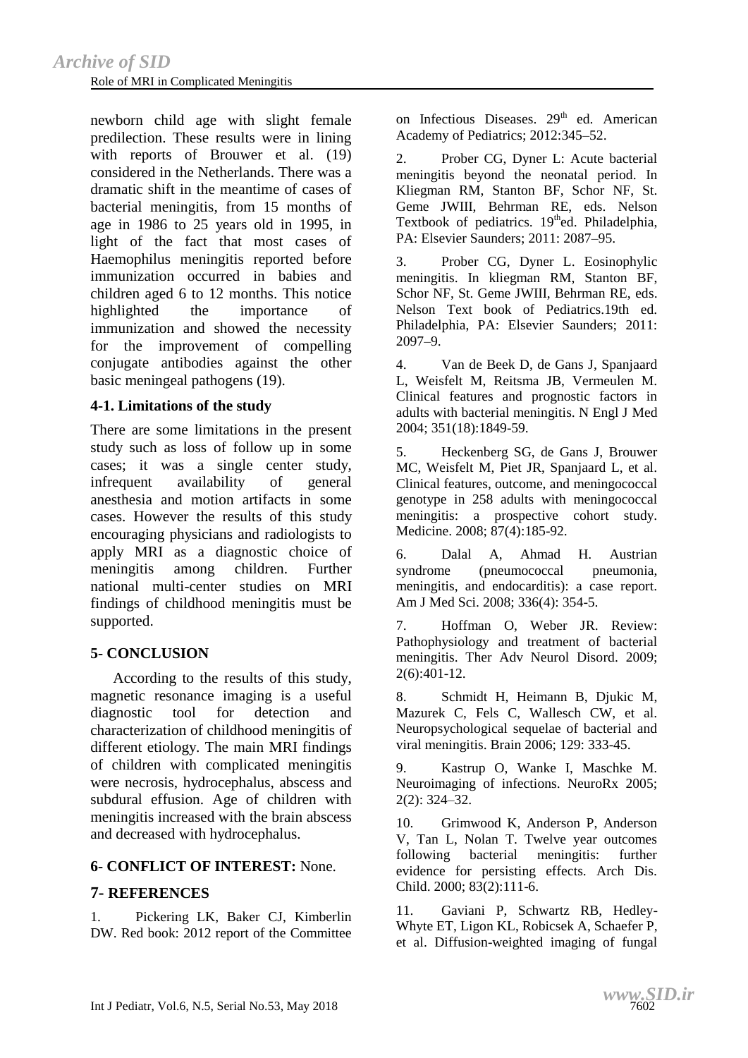newborn child age with slight female predilection. These results were in lining with reports of Brouwer et al. (19) considered in the Netherlands. There was a dramatic shift in the meantime of cases of bacterial meningitis, from 15 months of age in 1986 to 25 years old in 1995, in light of the fact that most cases of Haemophilus meningitis reported before immunization occurred in babies and children aged 6 to 12 months. This notice highlighted the importance of immunization and showed the necessity for the improvement of compelling conjugate antibodies against the other basic meningeal pathogens (19).

### 4-1. Limitations of the study

There are some limitations in the present study such as loss of follow up in some cases; it was a single center study, infrequent availability of general anesthesia and motion artifacts in some cases. However the results of this study encouraging physicians and radiologists to apply MRI as a diagnostic choice of meningitis among children. Further national multi-center studies on MRI findings of childhood meningitis must be supported.

## 5- CONCLUSION

According to the results of this study, magnetic resonance imaging is a useful diagnostic tool for detection and characterization of childhood meningitis of different etiology. The main MRI findings of children with complicated meningitis were necrosis, hydrocephalus, abscess and subdural effusion. Age of children with meningitis increased with the brain abscess and decreased with hydrocephalus.

## 6- CONFLICT OF INTEREST: None.

## 7- REFERENCES

1. Pickering LK, Baker CJ, Kimberlin DW. Red book: 2012 report of the Committee on Infectious Diseases. 29th ed. American Academy of Pediatrics; 2012:345–52.

2. Prober CG, Dyner L: Acute bacterial meningitis beyond the neonatal period. In Kliegman RM, Stanton BF, Schor NF, St. Geme JWIII, Behrman RE, eds. Nelson Textbook of pediatrics. 19thed. Philadelphia, PA: Elsevier Saunders; 2011: 2087–95.

3. Prober CG, Dyner L. Eosinophylic meningitis. In kliegman RM, Stanton BF, Schor NF, St. Geme JWIII, Behrman RE, eds. Nelson Text book of Pediatrics.19th ed. Philadelphia, PA: Elsevier Saunders; 2011: 2097–9.

4. Van de Beek D, de Gans J, Spanjaard L, Weisfelt M, Reitsma JB, Vermeulen M. Clinical features and prognostic factors in adults with bacterial meningitis. N Engl J Med 2004; 351(18):1849-59.

5. Heckenberg SG, de Gans J, Brouwer MC, Weisfelt M, Piet JR, Spanjaard L, et al. Clinical features, outcome, and meningococcal genotype in 258 adults with meningococcal meningitis: a prospective cohort study. Medicine. 2008; 87(4):185-92.

6. Dalal A, Ahmad H. Austrian syndrome (pneumococcal pneumonia, meningitis, and endocarditis): a case report. Am J Med Sci. 2008; 336(4): 354-5.

7. Hoffman O, Weber JR. Review: Pathophysiology and treatment of bacterial meningitis. Ther Adv Neurol Disord. 2009; 2(6):401-12.

8. Schmidt H, Heimann B, Djukic M, Mazurek C, Fels C, Wallesch CW, et al. Neuropsychological sequelae of bacterial and viral meningitis. Brain 2006; 129: 333-45.

9. Kastrup O, Wanke I, Maschke M. Neuroimaging of infections. NeuroRx 2005; 2(2): 324–32.

10. Grimwood K, Anderson P, Anderson V, Tan L, Nolan T. Twelve year outcomes following bacterial meningitis: further evidence for persisting effects. Arch Dis. Child. 2000; 83(2):111-6.

11. Gaviani P, Schwartz RB, Hedley-Whyte ET, Ligon KL, Robicsek A, Schaefer P, et al. Diffusion-weighted imaging of fungal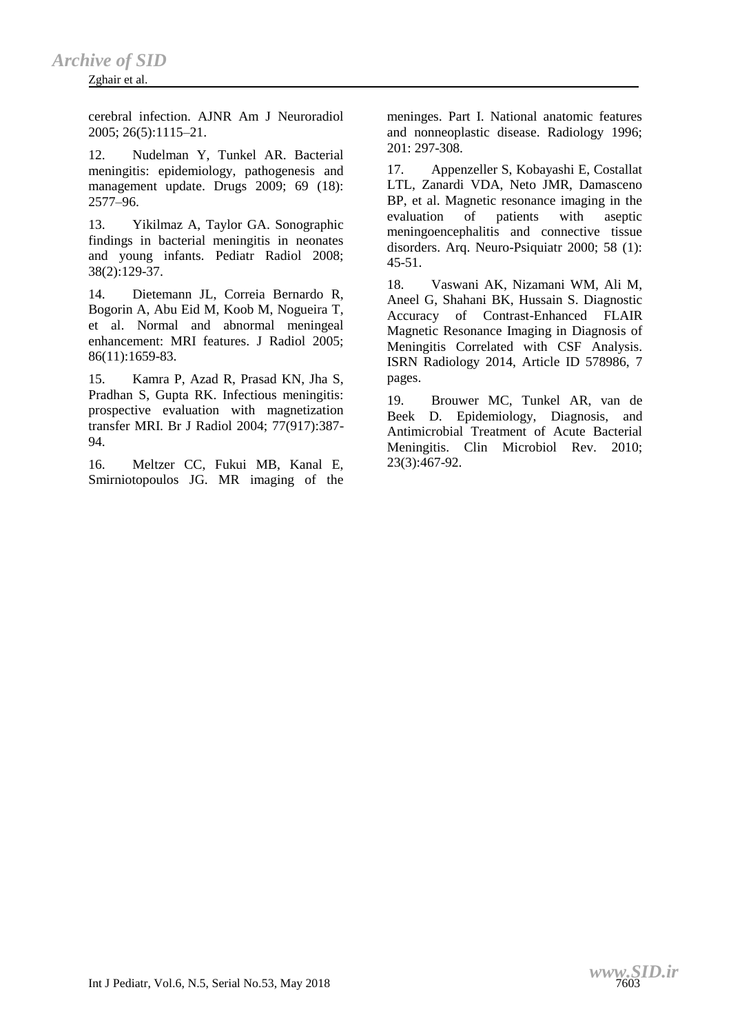cerebral infection. AJNR Am J Neuroradiol 2005; 26(5):1115–21.

12. Nudelman Y, Tunkel AR. Bacterial meningitis: epidemiology, pathogenesis and management update. Drugs 2009; 69 (18): 2577–96.

13. Yikilmaz A, Taylor GA. Sonographic findings in bacterial meningitis in neonates and young infants. Pediatr Radiol 2008; 38(2):129-37.

14. Dietemann JL, Correia Bernardo R, Bogorin A, Abu Eid M, Koob M, Nogueira T, et al. Normal and abnormal meningeal enhancement: MRI features. J Radiol 2005; 86(11):1659-83.

15. Kamra P, Azad R, Prasad KN, Jha S, Pradhan S, Gupta RK. Infectious meningitis: prospective evaluation with magnetization transfer MRI. Br J Radiol 2004; 77(917):387-94.

16. Meltzer CC, Fukui MB, Kanal E, Smirniotopoulos JG. MR imaging of the meninges. Part I. National anatomic features and nonneoplastic disease. Radiology 1996; 201: 297-308.

17. Appenzeller S, Kobayashi E, Costallat LTL, Zanardi VDA, Neto JMR, Damasceno BP, et al. Magnetic resonance imaging in the evaluation of patients with aseptic meningoencephalitis and connective tissue disorders. Arq. Neuro-Psiquiatr 2000; 58 (1): 45-51.

18. Vaswani AK, Nizamani WM, Ali M, Aneel G, Shahani BK, Hussain S. Diagnostic Accuracy of Contrast-Enhanced FLAIR Magnetic Resonance Imaging in Diagnosis of Meningitis Correlated with CSF Analysis. ISRN Radiology 2014, Article ID 578986, 7 pages.

19. Brouwer MC, Tunkel AR, van de Beek D. Epidemiology, Diagnosis, and Antimicrobial Treatment of Acute Bacterial Meningitis. Clin Microbiol Rev. 2010; 23(3):467-92.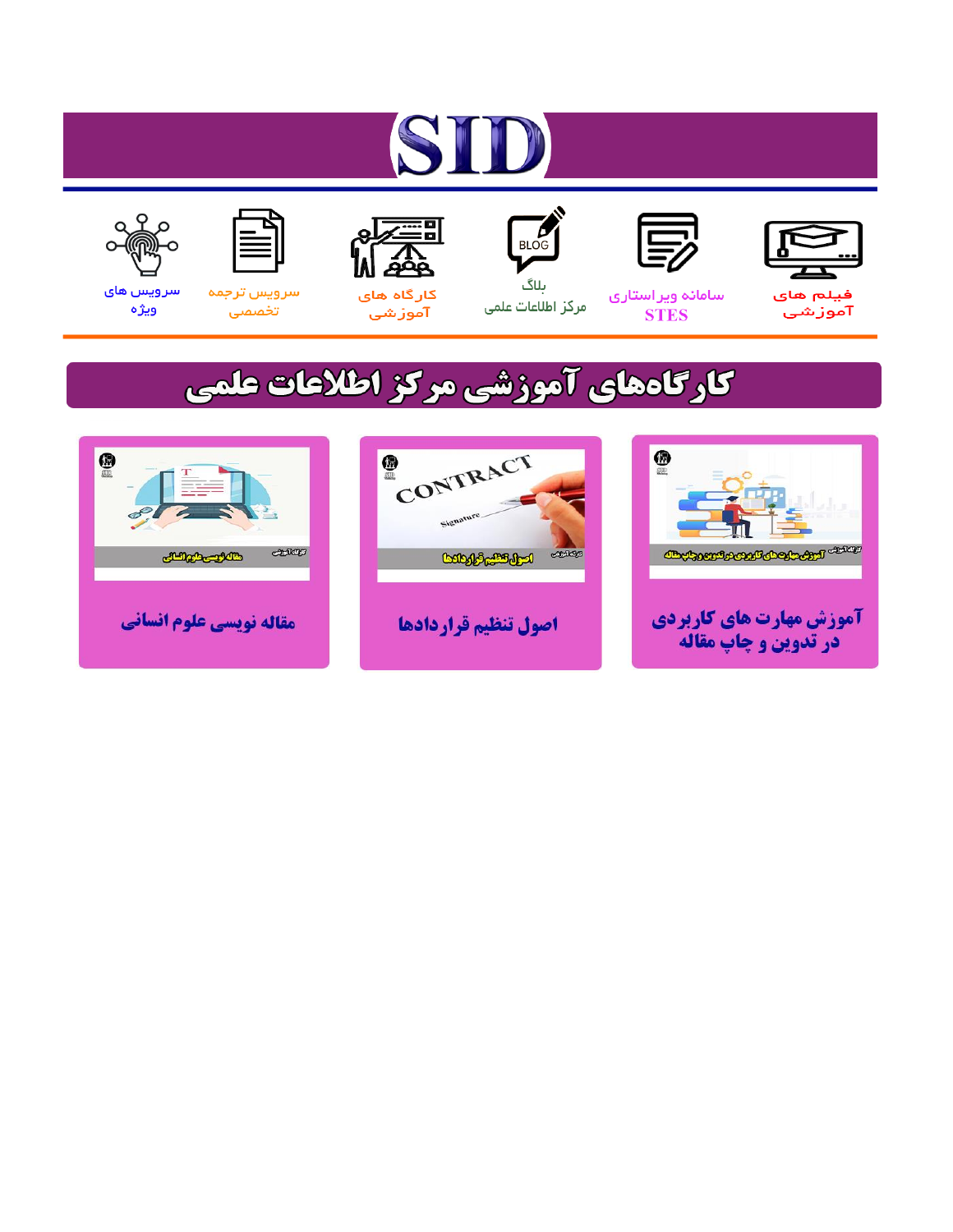# SID

فیلم های آموزشی

سامانه ویراستاری STES

بلاگ مرکز اطلاعات علمی

کارگاه های آموزشی

سرویس ترجمه تخصصی

سرویس های ویژه

## کارگاه‌های آموزشی مرکز اطلاعات علمی

آموزش مهارت های کاربردی در تدوین و چاپ مقاله

اصول تنظیم قراردادها

مقاله نویسی علوم انسانی